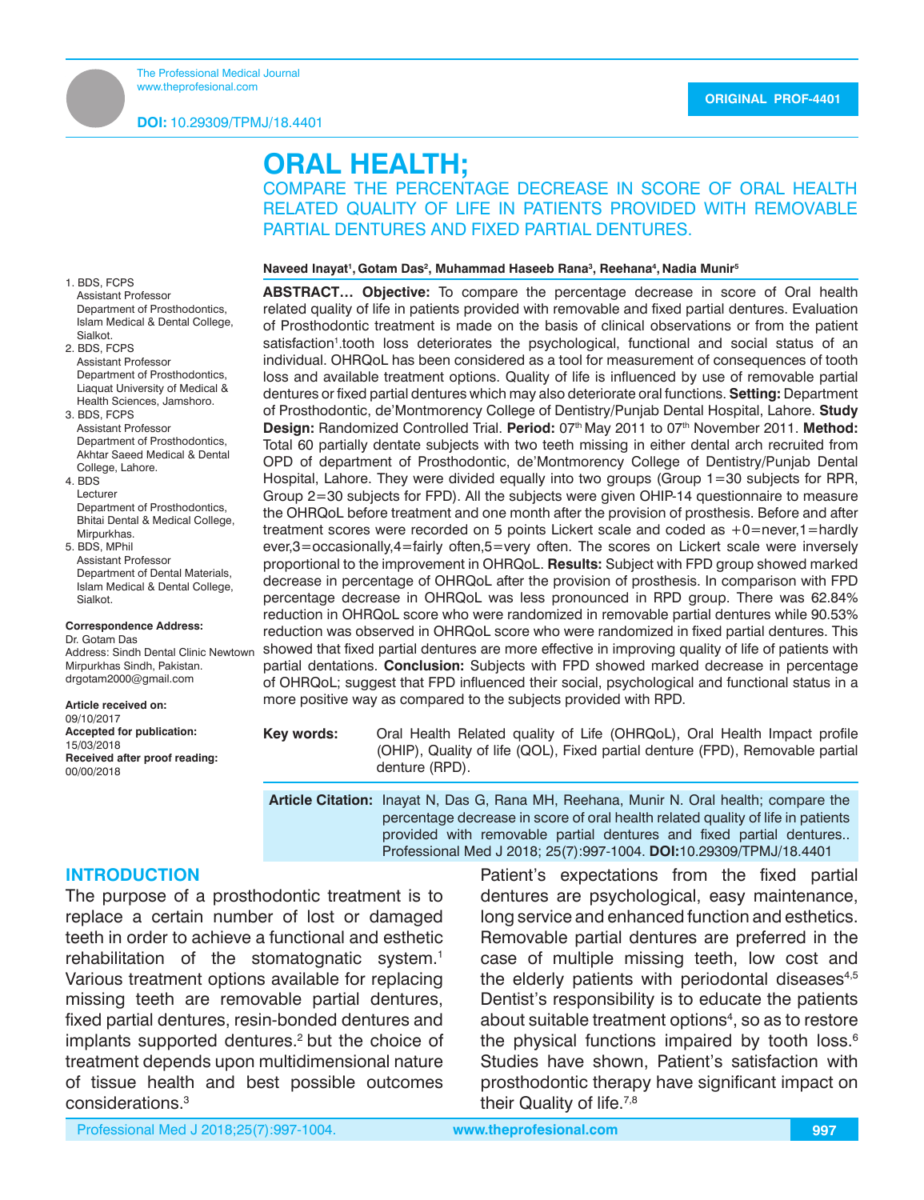DOI: 10.29309/TPMJ/18.4401

ORIGINAL PROF-4401

# ORAL HEALTH;

## COMPARE THE PERCENTAGE DECREASE IN SCORE OF ORAL HEALTH RELATED QUALITY OF LIFE IN PATIENTS PROVIDED WITH REMOVABLE PARTIAL DENTURES AND FIXED PARTIAL DENTURES.

**Naveed Inayat[1], Gotam Das[2], Muhammad Haseeb Rana[3], Reehana[4], Nadia Munir[5]**

1. BDS, FCPS
   Assistant Professor
   Department of Prosthodontics,
   Islam Medical & Dental College,
   Sialkot.
2. BDS, FCPS
   Assistant Professor
   Department of Prosthodontics,
   Liaquat University of Medical & Health Sciences, Jamshoro.
3. BDS, FCPS
   Assistant Professor
   Department of Prosthodontics,
   Akhtar Saeed Medical & Dental College, Lahore.
4. BDS
   Lecturer
   Department of Prosthodontics,
   Bhitai Dental & Medical College,
   Mirpurkhas.
5. BDS, MPhil
   Assistant Professor
   Department of Dental Materials,
   Islam Medical & Dental College,
   Sialkot.

**Correspondence Address:**
Dr. Gotam Das
Address: Sindh Dental Clinic Newtown
Mirpurkhas Sindh, Pakistan.
drgotam2000@gmail.com

**Article received on:**
09/10/2017
**Accepted for publication:**
15/03/2018
**Received after proof reading:**
00/00/2018

**ABSTRACT… Objective:** To compare the percentage decrease in score of Oral health related quality of life in patients provided with removable and fixed partial dentures. Evaluation of Prosthodontic treatment is made on the basis of clinical observations or from the patient satisfaction[1].tooth loss deteriorates the psychological, functional and social status of an individual. OHRQoL has been considered as a tool for measurement of consequences of tooth loss and available treatment options. Quality of life is influenced by use of removable partial dentures or fixed partial dentures which may also deteriorate oral functions. **Setting:** Department of Prosthodontic, de'Montmorency College of Dentistry/Punjab Dental Hospital, Lahore. **Study Design:** Randomized Controlled Trial. **Period:** 07th May 2011 to 07th November 2011. **Method:** Total 60 partially dentate subjects with two teeth missing in either dental arch recruited from OPD of department of Prosthodontic, de'Montmorency College of Dentistry/Punjab Dental Hospital, Lahore. They were divided equally into two groups (Group 1=30 subjects for RPR, Group 2=30 subjects for FPD). All the subjects were given OHIP-14 questionnaire to measure the OHRQoL before treatment and one month after the provision of prosthesis. Before and after treatment scores were recorded on 5 points Lickert scale and coded as +0=never,1=hardly ever,3=occasionally,4=fairly often,5=very often. The scores on Lickert scale were inversely proportional to the improvement in OHRQoL. **Results:** Subject with FPD group showed marked decrease in percentage of OHRQoL after the provision of prosthesis. In comparison with FPD percentage decrease in OHRQoL was less pronounced in RPD group. There was 62.84% reduction in OHRQoL score who were randomized in removable partial dentures while 90.53% reduction was observed in OHRQoL score who were randomized in fixed partial dentures. This showed that fixed partial dentures are more effective in improving quality of life of patients with partial dentations. **Conclusion:** Subjects with FPD showed marked decrease in percentage of OHRQoL; suggest that FPD influenced their social, psychological and functional status in a more positive way as compared to the subjects provided with RPD.

**Key words:** Oral Health Related quality of Life (OHRQoL), Oral Health Impact profile (OHIP), Quality of life (QOL), Fixed partial denture (FPD), Removable partial denture (RPD).

**Article Citation:** Inayat N, Das G, Rana MH, Reehana, Munir N. Oral health; compare the percentage decrease in score of oral health related quality of life in patients provided with removable partial dentures and fixed partial dentures.. Professional Med J 2018; 25(7):997-1004. **DOI:**10.29309/TPMJ/18.4401

## INTRODUCTION

The purpose of a prosthodontic treatment is to replace a certain number of lost or damaged teeth in order to achieve a functional and esthetic rehabilitation of the stomatognatic system.[1] Various treatment options available for replacing missing teeth are removable partial dentures, fixed partial dentures, resin-bonded dentures and implants supported dentures.[2] but the choice of treatment depends upon multidimensional nature of tissue health and best possible outcomes considerations.[3]

Patient's expectations from the fixed partial dentures are psychological, easy maintenance, long service and enhanced function and esthetics. Removable partial dentures are preferred in the case of multiple missing teeth, low cost and the elderly patients with periodontal diseases[4,5] Dentist's responsibility is to educate the patients about suitable treatment options[4], so as to restore the physical functions impaired by tooth loss.[6] Studies have shown, Patient's satisfaction with prosthodontic therapy have significant impact on their Quality of life.[7,8]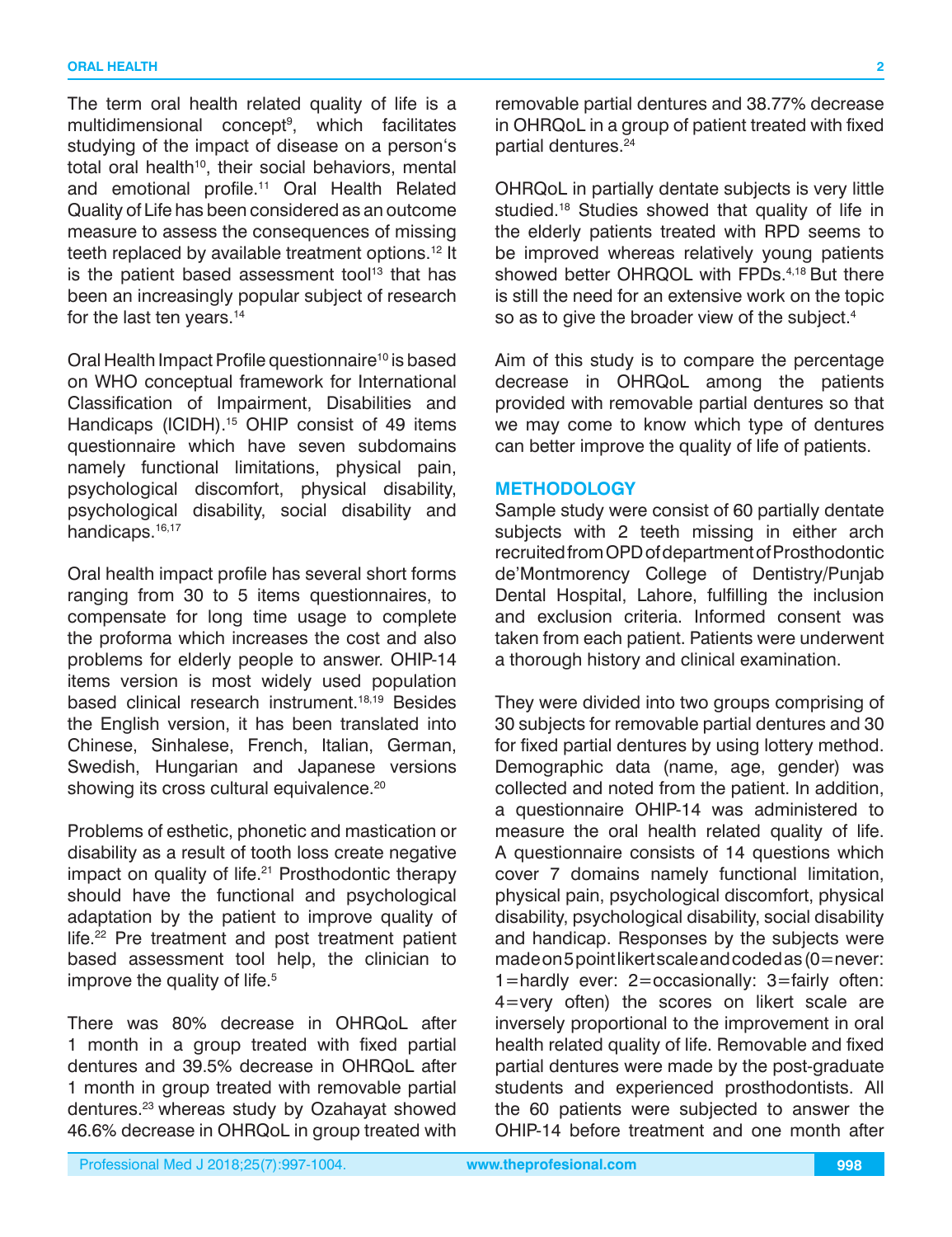The term oral health related quality of life is a multidimensional concept[9], which facilitates studying of the impact of disease on a person's total oral health[10], their social behaviors, mental and emotional profile.[11] Oral Health Related Quality of Life has been considered as an outcome measure to assess the consequences of missing teeth replaced by available treatment options.[12] It is the patient based assessment tool[13] that has been an increasingly popular subject of research for the last ten years.[14]

Oral Health Impact Profile questionnaire[10] is based on WHO conceptual framework for International Classification of Impairment, Disabilities and Handicaps (ICIDH).[15] OHIP consist of 49 items questionnaire which have seven subdomains namely functional limitations, physical pain, psychological discomfort, physical disability, psychological disability, social disability and handicaps.[16,17]

Oral health impact profile has several short forms ranging from 30 to 5 items questionnaires, to compensate for long time usage to complete the proforma which increases the cost and also problems for elderly people to answer. OHIP-14 items version is most widely used population based clinical research instrument.[18,19] Besides the English version, it has been translated into Chinese, Sinhalese, French, Italian, German, Swedish, Hungarian and Japanese versions showing its cross cultural equivalence.[20]

Problems of esthetic, phonetic and mastication or disability as a result of tooth loss create negative impact on quality of life.[21] Prosthodontic therapy should have the functional and psychological adaptation by the patient to improve quality of life.[22] Pre treatment and post treatment patient based assessment tool help, the clinician to improve the quality of life.[5]

There was 80% decrease in OHRQoL after 1 month in a group treated with fixed partial dentures and 39.5% decrease in OHRQoL after 1 month in group treated with removable partial dentures.[23] whereas study by Ozahayat showed 46.6% decrease in OHRQoL in group treated with removable partial dentures and 38.77% decrease in OHRQoL in a group of patient treated with fixed partial dentures.[24]

OHRQoL in partially dentate subjects is very little studied.[18] Studies showed that quality of life in the elderly patients treated with RPD seems to be improved whereas relatively young patients showed better OHRQOL with FPDs.[4,18] But there is still the need for an extensive work on the topic so as to give the broader view of the subject.[4]

Aim of this study is to compare the percentage decrease in OHRQoL among the patients provided with removable partial dentures so that we may come to know which type of dentures can better improve the quality of life of patients.

## METHODOLOGY

Sample study were consist of 60 partially dentate subjects with 2 teeth missing in either arch recruited from OPD of department of Prosthodontic de'Montmorency College of Dentistry/Punjab Dental Hospital, Lahore, fulfilling the inclusion and exclusion criteria. Informed consent was taken from each patient. Patients were underwent a thorough history and clinical examination.

They were divided into two groups comprising of 30 subjects for removable partial dentures and 30 for fixed partial dentures by using lottery method. Demographic data (name, age, gender) was collected and noted from the patient. In addition, a questionnaire OHIP-14 was administered to measure the oral health related quality of life. A questionnaire consists of 14 questions which cover 7 domains namely functional limitation, physical pain, psychological discomfort, physical disability, psychological disability, social disability and handicap. Responses by the subjects were made on 5 point likert scale and coded as (0=never: 1=hardly ever: 2=occasionally: 3=fairly often: 4=very often) the scores on likert scale are inversely proportional to the improvement in oral health related quality of life. Removable and fixed partial dentures were made by the post-graduate students and experienced prosthodontists. All the 60 patients were subjected to answer the OHIP-14 before treatment and one month after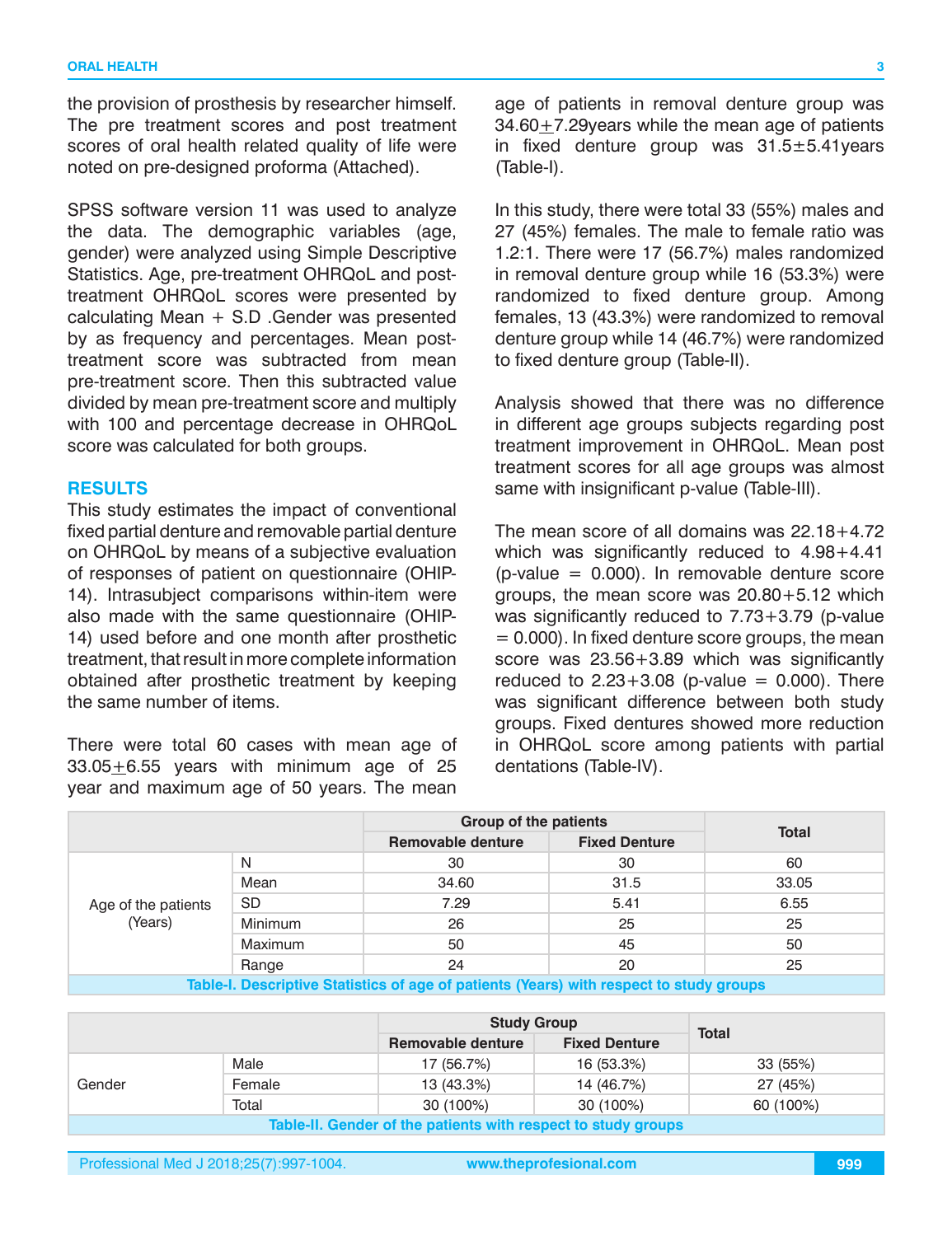the provision of prosthesis by researcher himself. The pre treatment scores and post treatment scores of oral health related quality of life were noted on pre-designed proforma (Attached).

SPSS software version 11 was used to analyze the data. The demographic variables (age, gender) were analyzed using Simple Descriptive Statistics. Age, pre-treatment OHRQoL and post-treatment OHRQoL scores were presented by calculating Mean + S.D .Gender was presented by as frequency and percentages. Mean post-treatment score was subtracted from mean pre-treatment score. Then this subtracted value divided by mean pre-treatment score and multiply with 100 and percentage decrease in OHRQoL score was calculated for both groups.

## RESULTS

This study estimates the impact of conventional fixed partial denture and removable partial denture on OHRQoL by means of a subjective evaluation of responses of patient on questionnaire (OHIP-14). Intrasubject comparisons within-item were also made with the same questionnaire (OHIP-14) used before and one month after prosthetic treatment, that result in more complete information obtained after prosthetic treatment by keeping the same number of items.

There were total 60 cases with mean age of 33.05±6.55 years with minimum age of 25 year and maximum age of 50 years. The mean age of patients in removal denture group was 34.60±7.29years while the mean age of patients in fixed denture group was 31.5±5.41years (Table-I).

In this study, there were total 33 (55%) males and 27 (45%) females. The male to female ratio was 1.2:1. There were 17 (56.7%) males randomized in removal denture group while 16 (53.3%) were randomized to fixed denture group. Among females, 13 (43.3%) were randomized to removal denture group while 14 (46.7%) were randomized to fixed denture group (Table-II).

Analysis showed that there was no difference in different age groups subjects regarding post treatment improvement in OHRQoL. Mean post treatment scores for all age groups was almost same with insignificant p-value (Table-III).

The mean score of all domains was 22.18+4.72 which was significantly reduced to 4.98+4.41 (p-value = 0.000). In removable denture score groups, the mean score was 20.80+5.12 which was significantly reduced to 7.73+3.79 (p-value = 0.000). In fixed denture score groups, the mean score was 23.56+3.89 which was significantly reduced to 2.23+3.08 (p-value = 0.000). There was significant difference between both study groups. Fixed dentures showed more reduction in OHRQoL score among patients with partial dentations (Table-IV).

| | | Group of the patients | | Total |
|---|---|---|---|---|
| | | Removable denture | Fixed Denture | |
| Age of the patients (Years) | N | 30 | 30 | 60 |
| | Mean | 34.60 | 31.5 | 33.05 |
| | SD | 7.29 | 5.41 | 6.55 |
| | Minimum | 26 | 25 | 25 |
| | Maximum | 50 | 45 | 50 |
| | Range | 24 | 20 | 25 |

**Table-I. Descriptive Statistics of age of patients (Years) with respect to study groups**

| | | Study Group | | Total |
|---|---|---|---|---|
| | | Removable denture | Fixed Denture | |
| Gender | Male | 17 (56.7%) | 16 (53.3%) | 33 (55%) |
| | Female | 13 (43.3%) | 14 (46.7%) | 27 (45%) |
| | Total | 30 (100%) | 30 (100%) | 60 (100%) |

**Table-II. Gender of the patients with respect to study groups**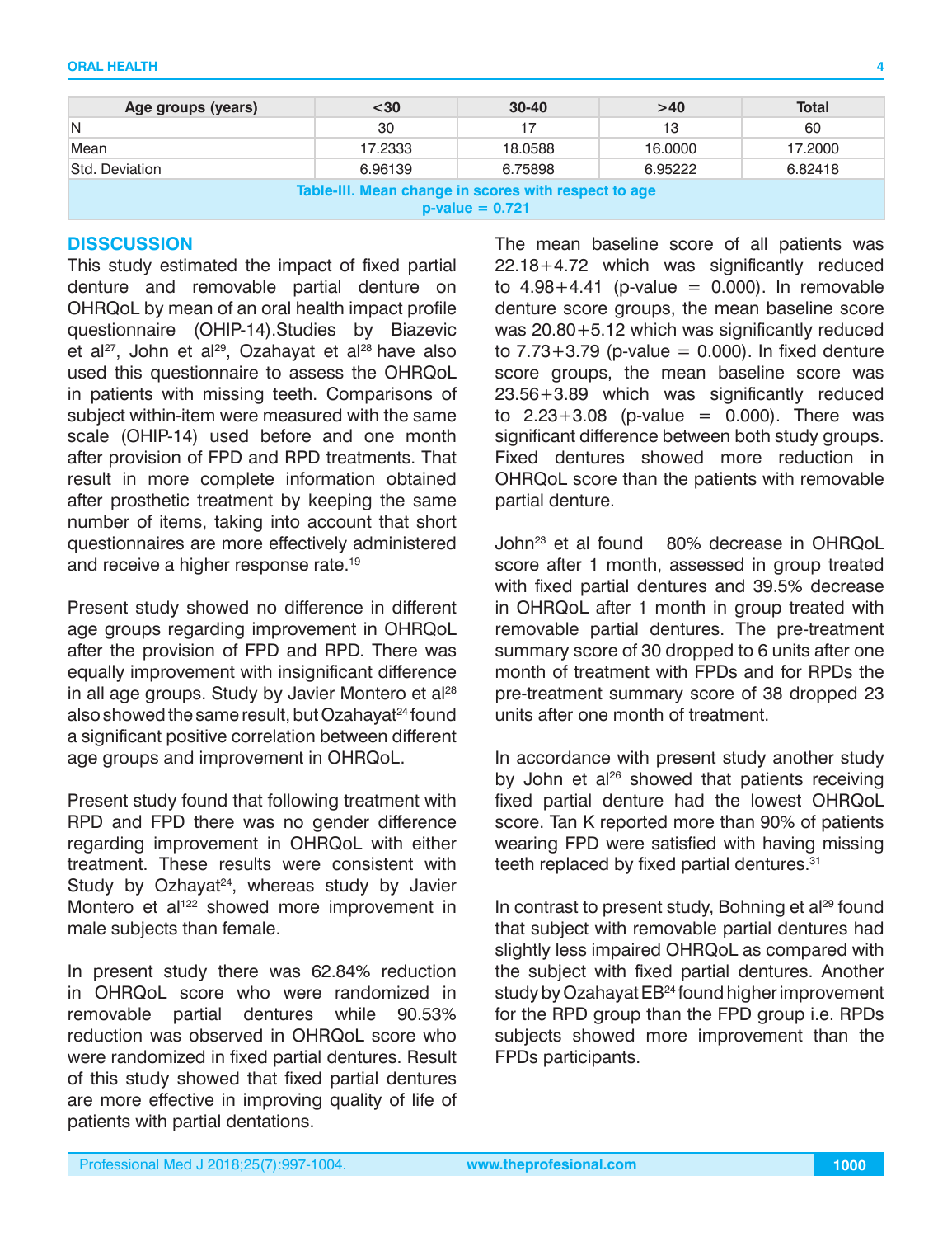| Age groups (years) | <30 | 30-40 | >40 | Total |
|---|---|---|---|---|
| N | 30 | 17 | 13 | 60 |
| Mean | 17.2333 | 18.0588 | 16.0000 | 17.2000 |
| Std. Deviation | 6.96139 | 6.75898 | 6.95222 | 6.82418 |

Table-III. Mean change in scores with respect to age
p-value = 0.721

## DISSCUSSION

This study estimated the impact of fixed partial denture and removable partial denture on OHRQoL by mean of an oral health impact profile questionnaire (OHIP-14).Studies by Biazevic et al[27], John et al[29], Ozahayat et al[28] have also used this questionnaire to assess the OHRQoL in patients with missing teeth. Comparisons of subject within-item were measured with the same scale (OHIP-14) used before and one month after provision of FPD and RPD treatments. That result in more complete information obtained after prosthetic treatment by keeping the same number of items, taking into account that short questionnaires are more effectively administered and receive a higher response rate.[19]

Present study showed no difference in different age groups regarding improvement in OHRQoL after the provision of FPD and RPD. There was equally improvement with insignificant difference in all age groups. Study by Javier Montero et al[28] also showed the same result, but Ozahayat[24] found a significant positive correlation between different age groups and improvement in OHRQoL.

Present study found that following treatment with RPD and FPD there was no gender difference regarding improvement in OHRQoL with either treatment. These results were consistent with Study by Ozhayat[24], whereas study by Javier Montero et al[122] showed more improvement in male subjects than female.

In present study there was 62.84% reduction in OHRQoL score who were randomized in removable partial dentures while 90.53% reduction was observed in OHRQoL score who were randomized in fixed partial dentures. Result of this study showed that fixed partial dentures are more effective in improving quality of life of patients with partial dentations.

The mean baseline score of all patients was 22.18+4.72 which was significantly reduced to 4.98+4.41 (p-value = 0.000). In removable denture score groups, the mean baseline score was 20.80+5.12 which was significantly reduced to 7.73+3.79 (p-value = 0.000). In fixed denture score groups, the mean baseline score was 23.56+3.89 which was significantly reduced to 2.23+3.08 (p-value = 0.000). There was significant difference between both study groups. Fixed dentures showed more reduction in OHRQoL score than the patients with removable partial denture.

John[23] et al found 80% decrease in OHRQoL score after 1 month, assessed in group treated with fixed partial dentures and 39.5% decrease in OHRQoL after 1 month in group treated with removable partial dentures. The pre-treatment summary score of 30 dropped to 6 units after one month of treatment with FPDs and for RPDs the pre-treatment summary score of 38 dropped 23 units after one month of treatment.

In accordance with present study another study by John et al[26] showed that patients receiving fixed partial denture had the lowest OHRQoL score. Tan K reported more than 90% of patients wearing FPD were satisfied with having missing teeth replaced by fixed partial dentures.[31]

In contrast to present study, Bohning et al[29] found that subject with removable partial dentures had slightly less impaired OHRQoL as compared with the subject with fixed partial dentures. Another study by Ozahayat EB[24] found higher improvement for the RPD group than the FPD group i.e. RPDs subjects showed more improvement than the FPDs participants.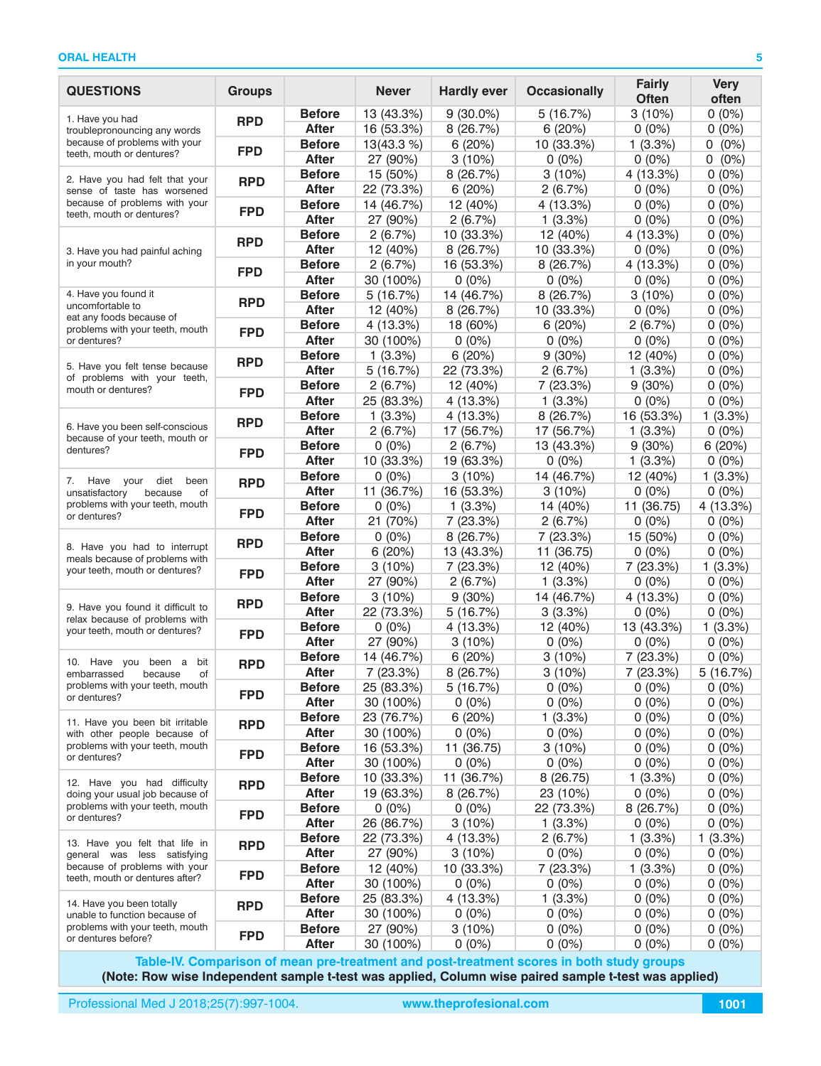| QUESTIONS | Groups | | Never | Hardly ever | Occasionally | Fairly Often | Very often |
|---|---|---|---|---|---|---|---|
| 1. Have you had troublepronouncing any words because of problems with your teeth, mouth or dentures? | RPD | Before | 13 (43.3%) | 9 (30.0%) | 5 (16.7%) | 3 (10%) | 0 (0%) |
| | | After | 16 (53.3%) | 8 (26.7%) | 6 (20%) | 0 (0%) | 0 (0%) |
| | FPD | Before | 13(43.3 %) | 6 (20%) | 10 (33.3%) | 1 (3.3%) | 0 (0%) |
| | | After | 27 (90%) | 3 (10%) | 0 (0%) | 0 (0%) | 0 (0%) |
| 2. Have you had felt that your sense of taste has worsened because of problems with your teeth, mouth or dentures? | RPD | Before | 15 (50%) | 8 (26.7%) | 3 (10%) | 4 (13.3%) | 0 (0%) |
| | | After | 22 (73.3%) | 6 (20%) | 2 (6.7%) | 0 (0%) | 0 (0%) |
| | FPD | Before | 14 (46.7%) | 12 (40%) | 4 (13.3%) | 0 (0%) | 0 (0%) |
| | | After | 27 (90%) | 2 (6.7%) | 1 (3.3%) | 0 (0%) | 0 (0%) |
| 3. Have you had painful aching in your mouth? | RPD | Before | 2 (6.7%) | 10 (33.3%) | 12 (40%) | 4 (13.3%) | 0 (0%) |
| | | After | 12 (40%) | 8 (26.7%) | 10 (33.3%) | 0 (0%) | 0 (0%) |
| | FPD | Before | 2 (6.7%) | 16 (53.3%) | 8 (26.7%) | 4 (13.3%) | 0 (0%) |
| | | After | 30 (100%) | 0 (0%) | 0 (0%) | 0 (0%) | 0 (0%) |
| 4. Have you found it uncomfortable to eat any foods because of problems with your teeth, mouth or dentures? | RPD | Before | 5 (16.7%) | 14 (46.7%) | 8 (26.7%) | 3 (10%) | 0 (0%) |
| | | After | 12 (40%) | 8 (26.7%) | 10 (33.3%) | 0 (0%) | 0 (0%) |
| | FPD | Before | 4 (13.3%) | 18 (60%) | 6 (20%) | 2 (6.7%) | 0 (0%) |
| | | After | 30 (100%) | 0 (0%) | 0 (0%) | 0 (0%) | 0 (0%) |
| 5. Have you felt tense because of problems with your teeth, mouth or dentures? | RPD | Before | 1 (3.3%) | 6 (20%) | 9 (30%) | 12 (40%) | 0 (0%) |
| | | After | 5 (16.7%) | 22 (73.3%) | 2 (6.7%) | 1 (3.3%) | 0 (0%) |
| | FPD | Before | 2 (6.7%) | 12 (40%) | 7 (23.3%) | 9 (30%) | 0 (0%) |
| | | After | 25 (83.3%) | 4 (13.3%) | 1 (3.3%) | 0 (0%) | 0 (0%) |
| 6. Have you been self-conscious because of your teeth, mouth or dentures? | RPD | Before | 1 (3.3%) | 4 (13.3%) | 8 (26.7%) | 16 (53.3%) | 1 (3.3%) |
| | | After | 2 (6.7%) | 17 (56.7%) | 17 (56.7%) | 1 (3.3%) | 0 (0%) |
| | FPD | Before | 0 (0%) | 2 (6.7%) | 13 (43.3%) | 9 (30%) | 6 (20%) |
| | | After | 10 (33.3%) | 19 (63.3%) | 0 (0%) | 1 (3.3%) | 0 (0%) |
| 7. Have your diet been unsatisfactory because of problems with your teeth, mouth or dentures? | RPD | Before | 0 (0%) | 3 (10%) | 14 (46.7%) | 12 (40%) | 1 (3.3%) |
| | | After | 11 (36.7%) | 16 (53.3%) | 3 (10%) | 0 (0%) | 0 (0%) |
| | FPD | Before | 0 (0%) | 1 (3.3%) | 14 (40%) | 11 (36.75) | 4 (13.3%) |
| | | After | 21 (70%) | 7 (23.3%) | 2 (6.7%) | 0 (0%) | 0 (0%) |
| 8. Have you had to interrupt meals because of problems with your teeth, mouth or dentures? | RPD | Before | 0 (0%) | 8 (26.7%) | 7 (23.3%) | 15 (50%) | 0 (0%) |
| | | After | 6 (20%) | 13 (43.3%) | 11 (36.75) | 0 (0%) | 0 (0%) |
| | FPD | Before | 3 (10%) | 7 (23.3%) | 12 (40%) | 7 (23.3%) | 1 (3.3%) |
| | | After | 27 (90%) | 2 (6.7%) | 1 (3.3%) | 0 (0%) | 0 (0%) |
| 9. Have you found it difficult to relax because of problems with your teeth, mouth or dentures? | RPD | Before | 3 (10%) | 9 (30%) | 14 (46.7%) | 4 (13.3%) | 0 (0%) |
| | | After | 22 (73.3%) | 5 (16.7%) | 3 (3.3%) | 0 (0%) | 0 (0%) |
| | FPD | Before | 0 (0%) | 4 (13.3%) | 12 (40%) | 13 (43.3%) | 1 (3.3%) |
| | | After | 27 (90%) | 3 (10%) | 0 (0%) | 0 (0%) | 0 (0%) |
| 10. Have you been a bit embarrassed because of problems with your teeth, mouth or dentures? | RPD | Before | 14 (46.7%) | 6 (20%) | 3 (10%) | 7 (23.3%) | 0 (0%) |
| | | After | 7 (23.3%) | 8 (26.7%) | 3 (10%) | 7 (23.3%) | 5 (16.7%) |
| | FPD | Before | 25 (83.3%) | 5 (16.7%) | 0 (0%) | 0 (0%) | 0 (0%) |
| | | After | 30 (100%) | 0 (0%) | 0 (0%) | 0 (0%) | 0 (0%) |
| 11. Have you been bit irritable with other people because of problems with your teeth, mouth or dentures? | RPD | Before | 23 (76.7%) | 6 (20%) | 1 (3.3%) | 0 (0%) | 0 (0%) |
| | | After | 30 (100%) | 0 (0%) | 0 (0%) | 0 (0%) | 0 (0%) |
| | FPD | Before | 16 (53.3%) | 11 (36.75) | 3 (10%) | 0 (0%) | 0 (0%) |
| | | After | 30 (100%) | 0 (0%) | 0 (0%) | 0 (0%) | 0 (0%) |
| 12. Have you had difficulty doing your usual job because of problems with your teeth, mouth or dentures? | RPD | Before | 10 (33.3%) | 11 (36.7%) | 8 (26.75) | 1 (3.3%) | 0 (0%) |
| | | After | 19 (63.3%) | 8 (26.7%) | 23 (10%) | 0 (0%) | 0 (0%) |
| | FPD | Before | 0 (0%) | 0 (0%) | 22 (73.3%) | 8 (26.7%) | 0 (0%) |
| | | After | 26 (86.7%) | 3 (10%) | 1 (3.3%) | 0 (0%) | 0 (0%) |
| 13. Have you felt that life in general was less satisfying because of problems with your teeth, mouth or dentures after? | RPD | Before | 22 (73.3%) | 4 (13.3%) | 2 (6.7%) | 1 (3.3%) | 1 (3.3%) |
| | | After | 27 (90%) | 3 (10%) | 0 (0%) | 0 (0%) | 0 (0%) |
| | FPD | Before | 12 (40%) | 10 (33.3%) | 7 (23.3%) | 1 (3.3%) | 0 (0%) |
| | | After | 30 (100%) | 0 (0%) | 0 (0%) | 0 (0%) | 0 (0%) |
| 14. Have you been totally unable to function because of problems with your teeth, mouth or dentures before? | RPD | Before | 25 (83.3%) | 4 (13.3%) | 1 (3.3%) | 0 (0%) | 0 (0%) |
| | | After | 30 (100%) | 0 (0%) | 0 (0%) | 0 (0%) | 0 (0%) |
| | FPD | Before | 27 (90%) | 3 (10%) | 0 (0%) | 0 (0%) | 0 (0%) |
| | | After | 30 (100%) | 0 (0%) | 0 (0%) | 0 (0%) | 0 (0%) |

**Table-IV. Comparison of mean pre-treatment and post-treatment scores in both study groups**
**(Note: Row wise Independent sample t-test was applied, Column wise paired sample t-test was applied)**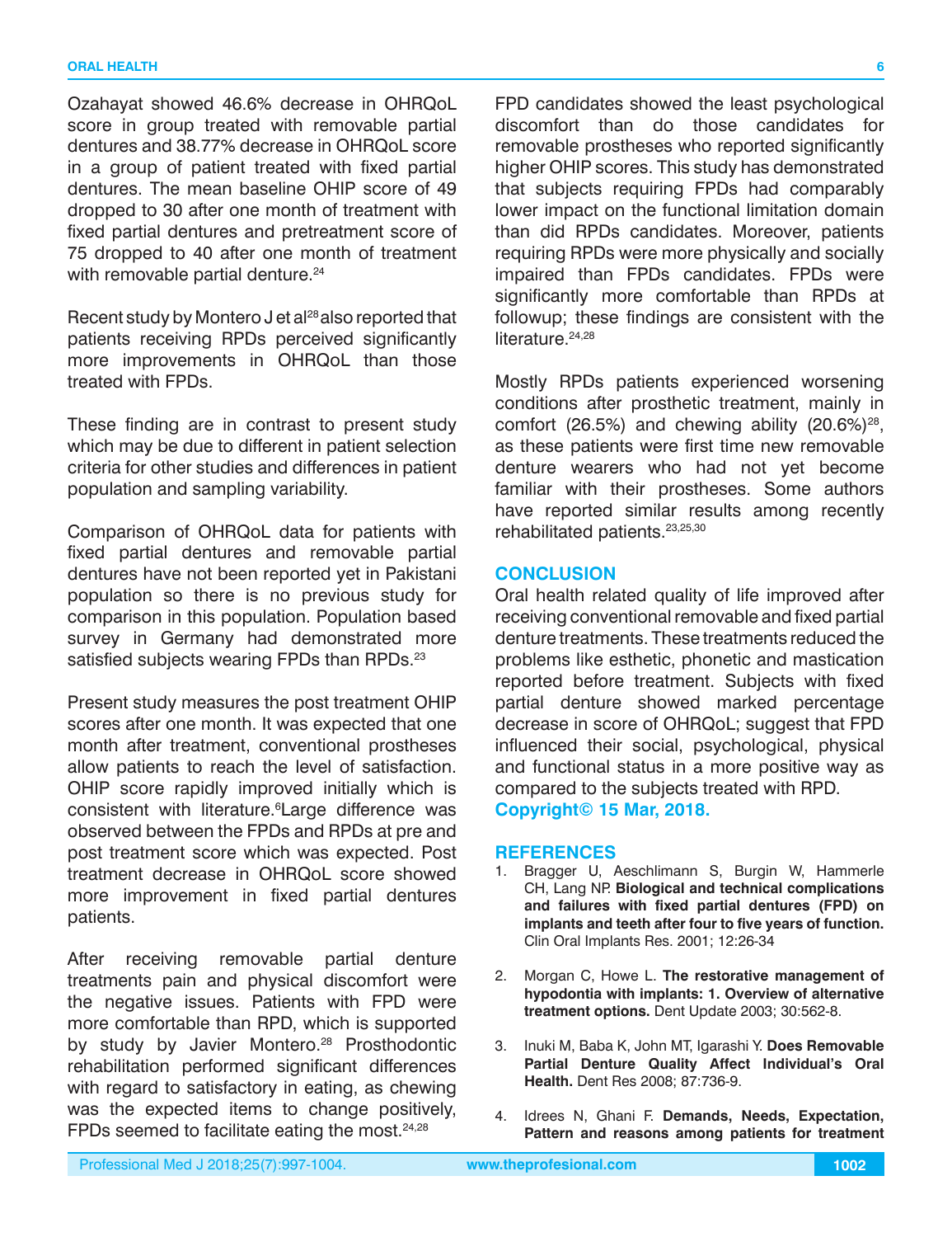Ozahayat showed 46.6% decrease in OHRQoL score in group treated with removable partial dentures and 38.77% decrease in OHRQoL score in a group of patient treated with fixed partial dentures. The mean baseline OHIP score of 49 dropped to 30 after one month of treatment with fixed partial dentures and pretreatment score of 75 dropped to 40 after one month of treatment with removable partial denture.[24]

Recent study by Montero J et al[28] also reported that patients receiving RPDs perceived significantly more improvements in OHRQoL than those treated with FPDs.

These finding are in contrast to present study which may be due to different in patient selection criteria for other studies and differences in patient population and sampling variability.

Comparison of OHRQoL data for patients with fixed partial dentures and removable partial dentures have not been reported yet in Pakistani population so there is no previous study for comparison in this population. Population based survey in Germany had demonstrated more satisfied subjects wearing FPDs than RPDs.[23]

Present study measures the post treatment OHIP scores after one month. It was expected that one month after treatment, conventional prostheses allow patients to reach the level of satisfaction. OHIP score rapidly improved initially which is consistent with literature.[6]Large difference was observed between the FPDs and RPDs at pre and post treatment score which was expected. Post treatment decrease in OHRQoL score showed more improvement in fixed partial dentures patients.

After receiving removable partial denture treatments pain and physical discomfort were the negative issues. Patients with FPD were more comfortable than RPD, which is supported by study by Javier Montero.[28] Prosthodontic rehabilitation performed significant differences with regard to satisfactory in eating, as chewing was the expected items to change positively, FPDs seemed to facilitate eating the most.[24,28]

FPD candidates showed the least psychological discomfort than do those candidates for removable prostheses who reported significantly higher OHIP scores. This study has demonstrated that subjects requiring FPDs had comparably lower impact on the functional limitation domain than did RPDs candidates. Moreover, patients requiring RPDs were more physically and socially impaired than FPDs candidates. FPDs were significantly more comfortable than RPDs at followup; these findings are consistent with the literature.[24,28]

Mostly RPDs patients experienced worsening conditions after prosthetic treatment, mainly in comfort (26.5%) and chewing ability (20.6%)[28], as these patients were first time new removable denture wearers who had not yet become familiar with their prostheses. Some authors have reported similar results among recently rehabilitated patients.[23,25,30]

## CONCLUSION

Oral health related quality of life improved after receiving conventional removable and fixed partial denture treatments. These treatments reduced the problems like esthetic, phonetic and mastication reported before treatment. Subjects with fixed partial denture showed marked percentage decrease in score of OHRQoL; suggest that FPD influenced their social, psychological, physical and functional status in a more positive way as compared to the subjects treated with RPD.

**Copyright© 15 Mar, 2018.**

## REFERENCES

1. Bragger U, Aeschlimann S, Burgin W, Hammerle CH, Lang NP. **Biological and technical complications and failures with fixed partial dentures (FPD) on implants and teeth after four to five years of function.** Clin Oral Implants Res. 2001; 12:26-34

2. Morgan C, Howe L. **The restorative management of hypodontia with implants: 1. Overview of alternative treatment options.** Dent Update 2003; 30:562-8.

3. Inuki M, Baba K, John MT, Igarashi Y. **Does Removable Partial Denture Quality Affect Individual's Oral Health.** Dent Res 2008; 87:736-9.

4. Idrees N, Ghani F. **Demands, Needs, Expectation, Pattern and reasons among patients for treatment**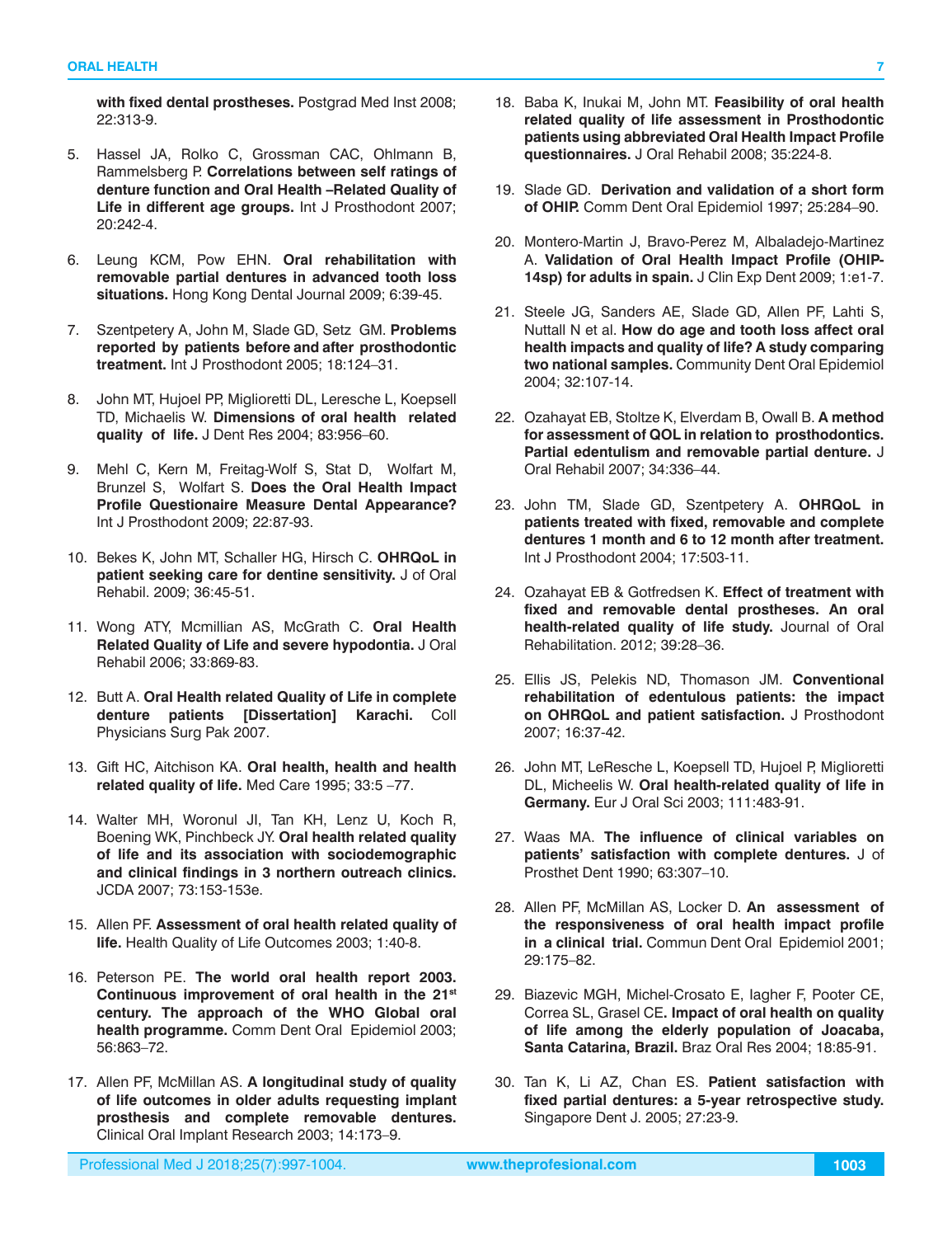**with fixed dental prostheses.** Postgrad Med Inst 2008; 22:313-9.

5. Hassel JA, Rolko C, Grossman CAC, Ohlmann B, Rammelsberg P. **Correlations between self ratings of denture function and Oral Health –Related Quality of Life in different age groups.** Int J Prosthodont 2007; 20:242-4.

6. Leung KCM, Pow EHN. **Oral rehabilitation with removable partial dentures in advanced tooth loss situations.** Hong Kong Dental Journal 2009; 6:39-45.

7. Szentpetery A, John M, Slade GD, Setz GM. **Problems reported by patients before and after prosthodontic treatment.** Int J Prosthodont 2005; 18:124–31.

8. John MT, Hujoel PP, Miglioretti DL, Leresche L, Koepsell TD, Michaelis W. **Dimensions of oral health related quality of life.** J Dent Res 2004; 83:956–60.

9. Mehl C, Kern M, Freitag-Wolf S, Stat D, Wolfart M, Brunzel S, Wolfart S. **Does the Oral Health Impact Profile Questionaire Measure Dental Appearance?** Int J Prosthodont 2009; 22:87-93.

10. Bekes K, John MT, Schaller HG, Hirsch C. **OHRQoL in patient seeking care for dentine sensitivity.** J of Oral Rehabil. 2009; 36:45-51.

11. Wong ATY, Mcmillian AS, McGrath C. **Oral Health Related Quality of Life and severe hypodontia.** J Oral Rehabil 2006; 33:869-83.

12. Butt A. **Oral Health related Quality of Life in complete denture patients [Dissertation] Karachi.** Coll Physicians Surg Pak 2007.

13. Gift HC, Aitchison KA. **Oral health, health and health related quality of life.** Med Care 1995; 33:5 –77.

14. Walter MH, Woronul JI, Tan KH, Lenz U, Koch R, Boening WK, Pinchbeck JY. **Oral health related quality of life and its association with sociodemographic and clinical findings in 3 northern outreach clinics.** JCDA 2007; 73:153-153e.

15. Allen PF. **Assessment of oral health related quality of life.** Health Quality of Life Outcomes 2003; 1:40-8.

16. Peterson PE. **The world oral health report 2003. Continuous improvement of oral health in the 21st century. The approach of the WHO Global oral health programme.** Comm Dent Oral Epidemiol 2003; 56:863–72.

17. Allen PF, McMillan AS. **A longitudinal study of quality of life outcomes in older adults requesting implant prosthesis and complete removable dentures.** Clinical Oral Implant Research 2003; 14:173–9.

18. Baba K, Inukai M, John MT. **Feasibility of oral health related quality of life assessment in Prosthodontic patients using abbreviated Oral Health Impact Profile questionnaires.** J Oral Rehabil 2008; 35:224-8.

19. Slade GD. **Derivation and validation of a short form of OHIP.** Comm Dent Oral Epidemiol 1997; 25:284–90.

20. Montero-Martin J, Bravo-Perez M, Albaladejo-Martinez A. **Validation of Oral Health Impact Profile (OHIP-14sp) for adults in spain.** J Clin Exp Dent 2009; 1:e1-7.

21. Steele JG, Sanders AE, Slade GD, Allen PF, Lahti S, Nuttall N et al. **How do age and tooth loss affect oral health impacts and quality of life? A study comparing two national samples.** Community Dent Oral Epidemiol 2004; 32:107-14.

22. Ozahayat EB, Stoltze K, Elverdam B, Owall B. **A method for assessment of QOL in relation to prosthodontics. Partial edentulism and removable partial denture.** J Oral Rehabil 2007; 34:336–44.

23. John TM, Slade GD, Szentpetery A. **OHRQoL in patients treated with fixed, removable and complete dentures 1 month and 6 to 12 month after treatment.** Int J Prosthodont 2004; 17:503-11.

24. Ozahayat EB & Gotfredsen K. **Effect of treatment with fixed and removable dental prostheses. An oral health-related quality of life study.** Journal of Oral Rehabilitation. 2012; 39:28–36.

25. Ellis JS, Pelekis ND, Thomason JM. **Conventional rehabilitation of edentulous patients: the impact on OHRQoL and patient satisfaction.** J Prosthodont 2007; 16:37-42.

26. John MT, LeResche L, Koepsell TD, Hujoel P, Miglioretti DL, Micheelis W. **Oral health-related quality of life in Germany.** Eur J Oral Sci 2003; 111:483-91.

27. Waas MA. **The influence of clinical variables on patients' satisfaction with complete dentures.** J of Prosthet Dent 1990; 63:307–10.

28. Allen PF, McMillan AS, Locker D. **An assessment of the responsiveness of oral health impact profile in a clinical trial.** Commun Dent Oral Epidemiol 2001; 29:175–82.

29. Biazevic MGH, Michel-Crosato E, Iagher F, Pooter CE, Correa SL, Grasel CE. **Impact of oral health on quality of life among the elderly population of Joacaba, Santa Catarina, Brazil.** Braz Oral Res 2004; 18:85-91.

30. Tan K, Li AZ, Chan ES. **Patient satisfaction with fixed partial dentures: a 5-year retrospective study.** Singapore Dent J. 2005; 27:23-9.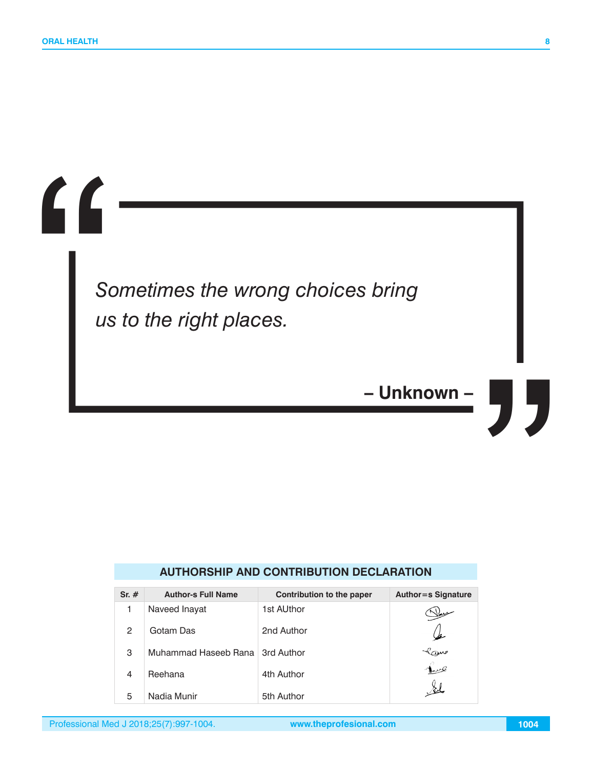*Sometimes the wrong choices bring us to the right places.*

**– Unknown –**

## AUTHORSHIP AND CONTRIBUTION DECLARATION

| Sr. # | Author-s Full Name | Contribution to the paper | Author=s Signature |
|---|---|---|---|
| 1 | Naveed Inayat | 1st AUthor | |
| 2 | Gotam Das | 2nd Author | |
| 3 | Muhammad Haseeb Rana | 3rd Author | |
| 4 | Reehana | 4th Author | |
| 5 | Nadia Munir | 5th Author | |